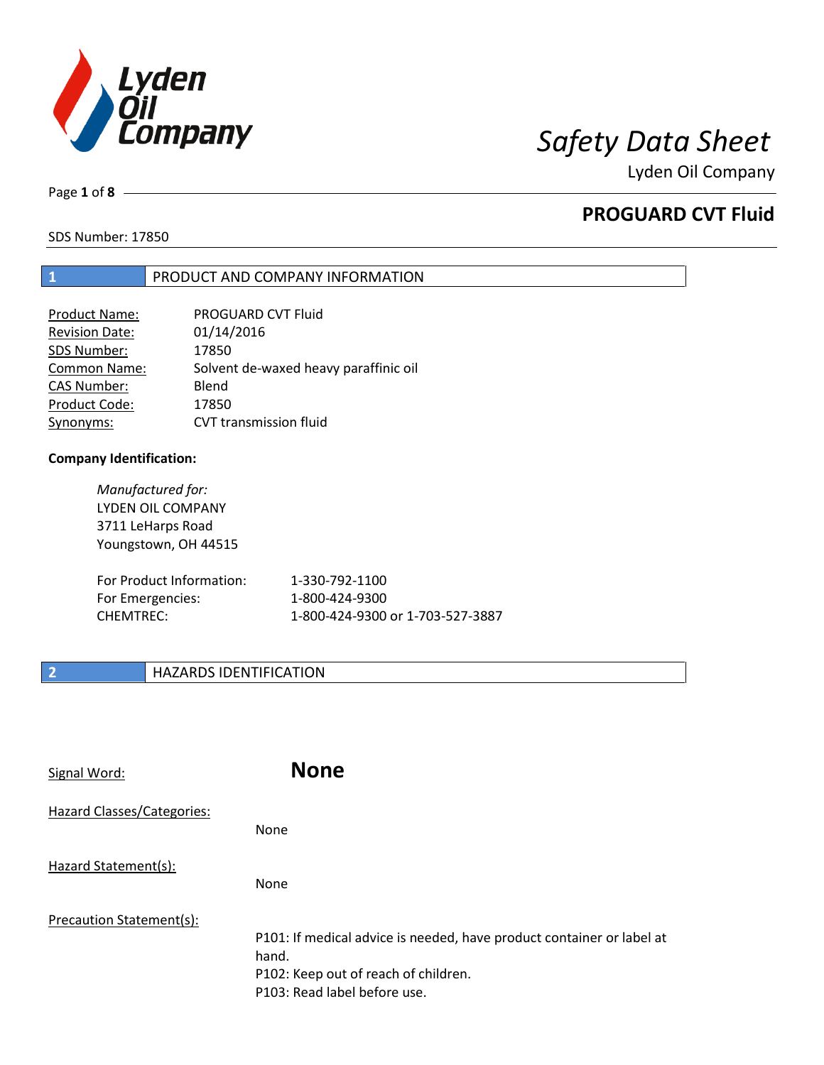# Safety Data Sheet

Lyden Oil Company

## PROGUARD CVT Fluid

SDS Number: 17850

## 1 PRODUCT AND COMPANY INFORMATION

| | |
|---|---|
| Product Name: | PROGUARD CVT Fluid |
| Revision Date: | 01/14/2016 |
| SDS Number: | 17850 |
| Common Name: | Solvent de-waxed heavy paraffinic oil |
| CAS Number: | Blend |
| Product Code: | 17850 |
| Synonyms: | CVT transmission fluid |

**Company Identification:**

*Manufactured for:*
LYDEN OIL COMPANY
3711 LeHarps Road
Youngstown, OH 44515

| | |
|---|---|
| For Product Information: | 1-330-792-1100 |
| For Emergencies: | 1-800-424-9300 |
| CHEMTREC: | 1-800-424-9300 or 1-703-527-3887 |

## 2 HAZARDS IDENTIFICATION

Signal Word: **None**

Hazard Classes/Categories:

None

Hazard Statement(s):

None

Precaution Statement(s):

P101: If medical advice is needed, have product container or label at hand.
P102: Keep out of reach of children.
P103: Read label before use.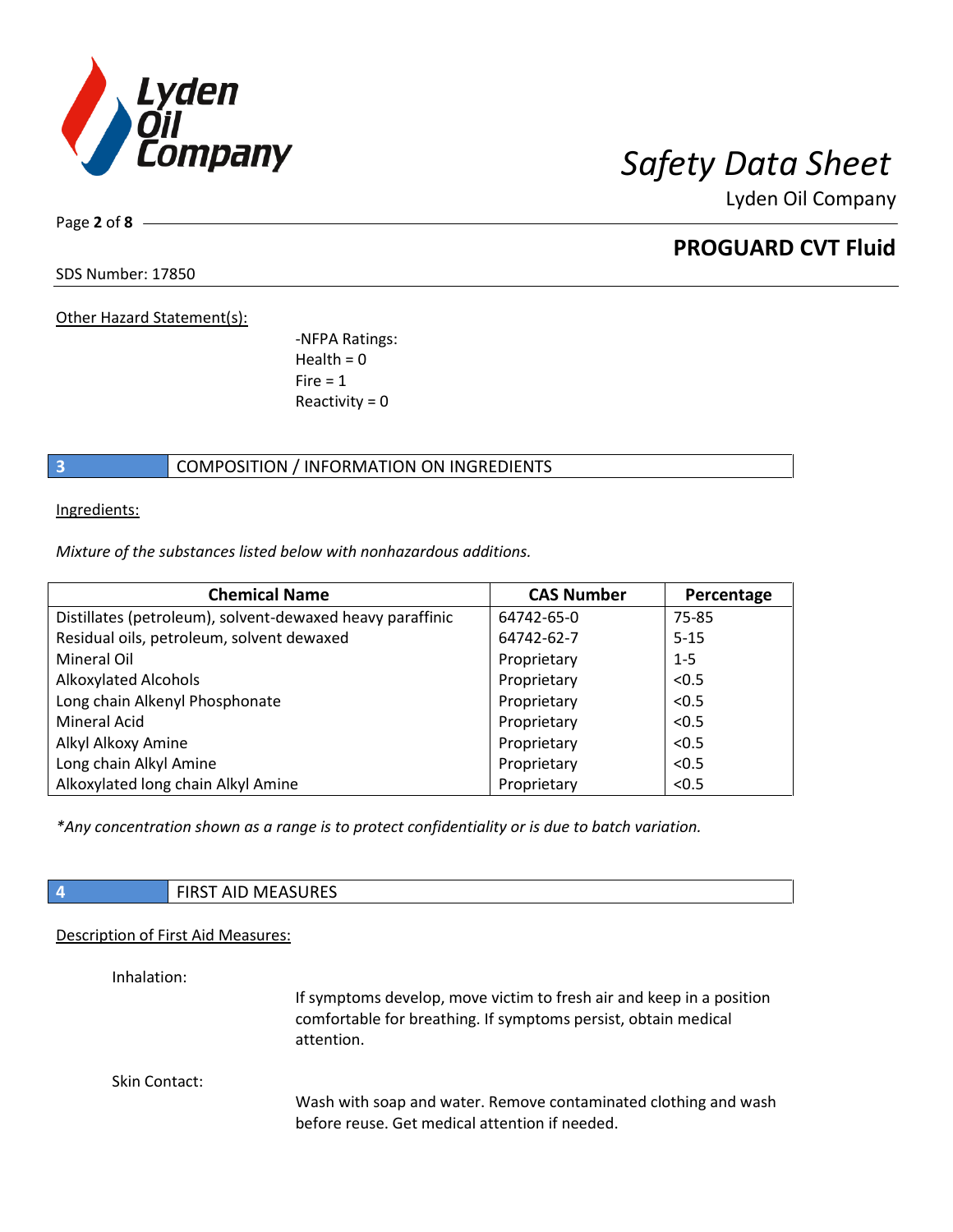Other Hazard Statement(s):

-NFPA Ratings:
Health = 0
Fire = 1
Reactivity = 0

## 3 COMPOSITION / INFORMATION ON INGREDIENTS

Ingredients:

*Mixture of the substances listed below with nonhazardous additions.*

| Chemical Name | CAS Number | Percentage |
|---|---|---|
| Distillates (petroleum), solvent-dewaxed heavy paraffinic | 64742-65-0 | 75-85 |
| Residual oils, petroleum, solvent dewaxed | 64742-62-7 | 5-15 |
| Mineral Oil | Proprietary | 1-5 |
| Alkoxylated Alcohols | Proprietary | <0.5 |
| Long chain Alkenyl Phosphonate | Proprietary | <0.5 |
| Mineral Acid | Proprietary | <0.5 |
| Alkyl Alkoxy Amine | Proprietary | <0.5 |
| Long chain Alkyl Amine | Proprietary | <0.5 |
| Alkoxylated long chain Alkyl Amine | Proprietary | <0.5 |

*\*Any concentration shown as a range is to protect confidentiality or is due to batch variation.*

## 4 FIRST AID MEASURES

Description of First Aid Measures:

Inhalation:

If symptoms develop, move victim to fresh air and keep in a position comfortable for breathing. If symptoms persist, obtain medical attention.

Skin Contact:

Wash with soap and water. Remove contaminated clothing and wash before reuse. Get medical attention if needed.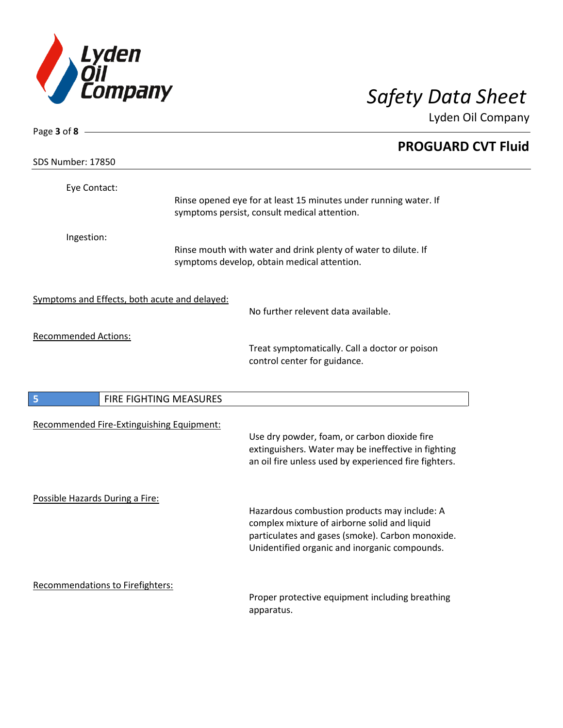Eye Contact:

Rinse opened eye for at least 15 minutes under running water. If symptoms persist, consult medical attention.

Ingestion:

Rinse mouth with water and drink plenty of water to dilute. If symptoms develop, obtain medical attention.

Symptoms and Effects, both acute and delayed:

No further relevent data available.

Recommended Actions:

Treat symptomatically. Call a doctor or poison control center for guidance.

## 5 FIRE FIGHTING MEASURES

Recommended Fire-Extinguishing Equipment:

Use dry powder, foam, or carbon dioxide fire extinguishers. Water may be ineffective in fighting an oil fire unless used by experienced fire fighters.

Possible Hazards During a Fire:

Hazardous combustion products may include: A complex mixture of airborne solid and liquid particulates and gases (smoke). Carbon monoxide. Unidentified organic and inorganic compounds.

Recommendations to Firefighters:

Proper protective equipment including breathing apparatus.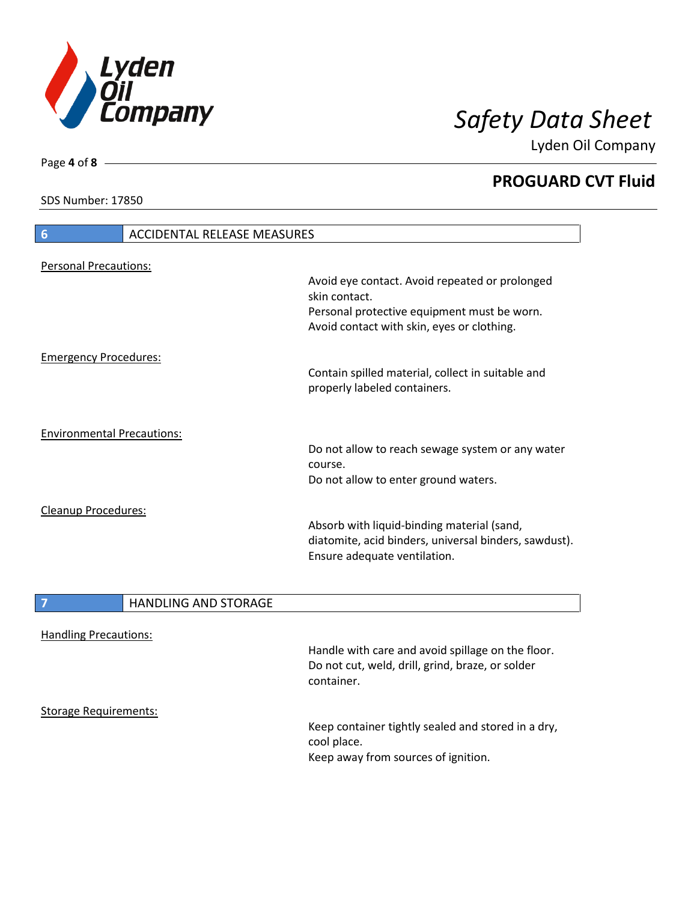## 6 ACCIDENTAL RELEASE MEASURES

Personal Precautions:

Avoid eye contact. Avoid repeated or prolonged skin contact.
Personal protective equipment must be worn.
Avoid contact with skin, eyes or clothing.

Emergency Procedures:

Contain spilled material, collect in suitable and properly labeled containers.

Environmental Precautions:

Do not allow to reach sewage system or any water course.
Do not allow to enter ground waters.

Cleanup Procedures:

Absorb with liquid-binding material (sand, diatomite, acid binders, universal binders, sawdust).
Ensure adequate ventilation.

## 7 HANDLING AND STORAGE

Handling Precautions:

Handle with care and avoid spillage on the floor.
Do not cut, weld, drill, grind, braze, or solder container.

Storage Requirements:

Keep container tightly sealed and stored in a dry, cool place.
Keep away from sources of ignition.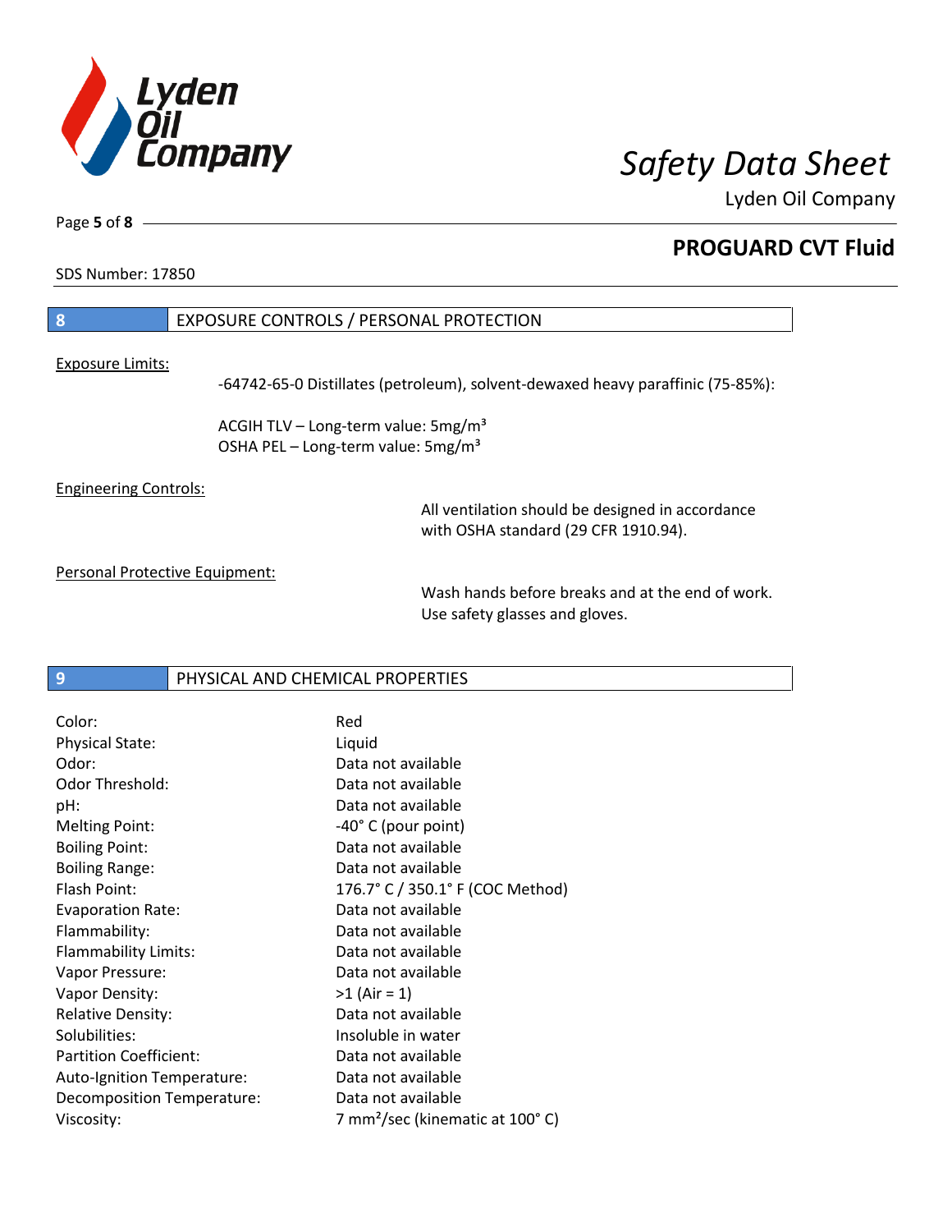SDS Number: 17850

## 8 EXPOSURE CONTROLS / PERSONAL PROTECTION

Exposure Limits:

-64742-65-0 Distillates (petroleum), solvent-dewaxed heavy paraffinic (75-85%):

ACGIH TLV – Long-term value: 5mg/m³
OSHA PEL – Long-term value: 5mg/m³

Engineering Controls:

All ventilation should be designed in accordance with OSHA standard (29 CFR 1910.94).

Personal Protective Equipment:

Wash hands before breaks and at the end of work. Use safety glasses and gloves.

## 9 PHYSICAL AND CHEMICAL PROPERTIES

| | |
|---|---|
| Color: | Red |
| Physical State: | Liquid |
| Odor: | Data not available |
| Odor Threshold: | Data not available |
| pH: | Data not available |
| Melting Point: | -40° C (pour point) |
| Boiling Point: | Data not available |
| Boiling Range: | Data not available |
| Flash Point: | 176.7° C / 350.1° F (COC Method) |
| Evaporation Rate: | Data not available |
| Flammability: | Data not available |
| Flammability Limits: | Data not available |
| Vapor Pressure: | Data not available |
| Vapor Density: | >1 (Air = 1) |
| Relative Density: | Data not available |
| Solubilities: | Insoluble in water |
| Partition Coefficient: | Data not available |
| Auto-Ignition Temperature: | Data not available |
| Decomposition Temperature: | Data not available |
| Viscosity: | 7 mm²/sec (kinematic at 100° C) |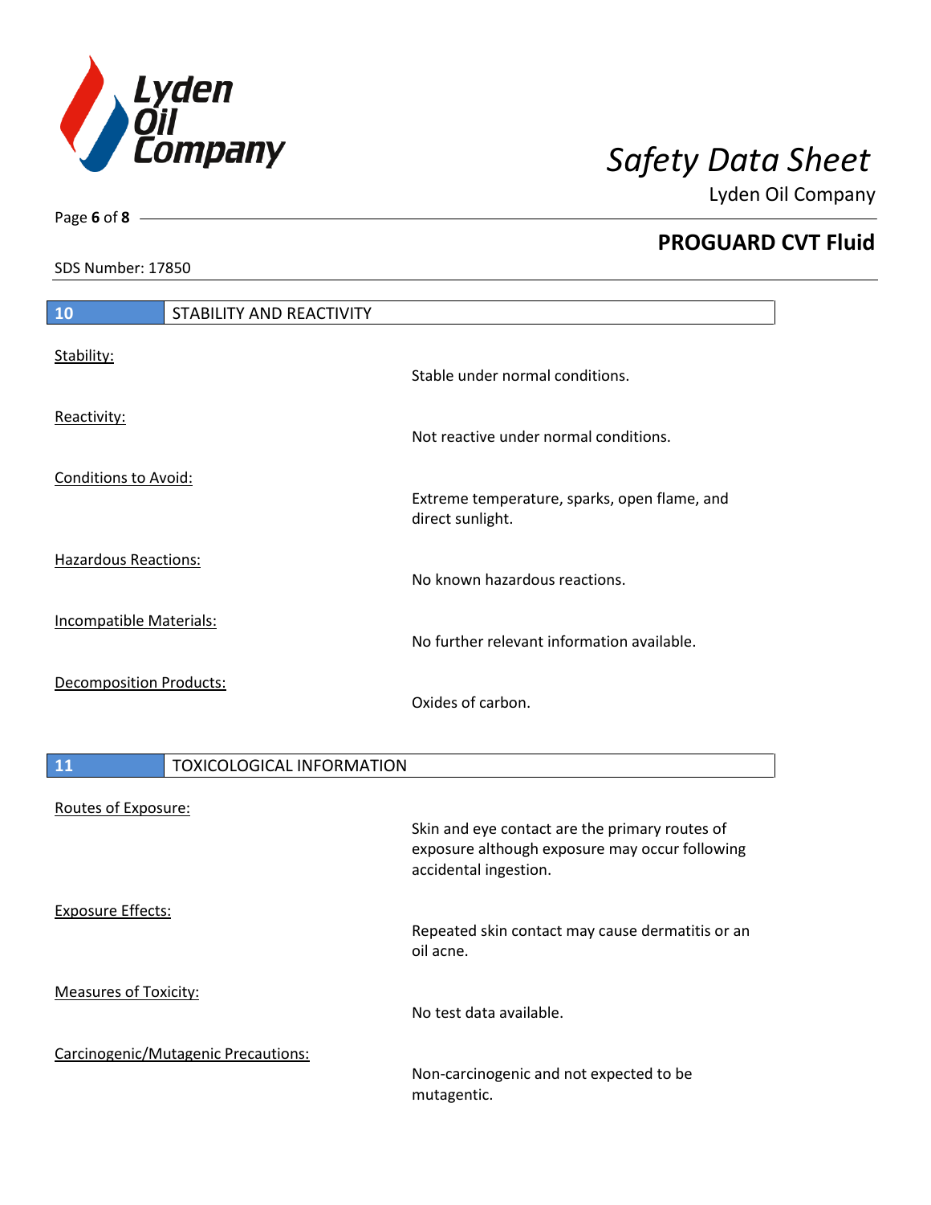## 10 STABILITY AND REACTIVITY

Stability:

Stable under normal conditions.

Reactivity:

Not reactive under normal conditions.

Conditions to Avoid:

Extreme temperature, sparks, open flame, and direct sunlight.

Hazardous Reactions:

No known hazardous reactions.

Incompatible Materials:

No further relevant information available.

Decomposition Products:

Oxides of carbon.

## 11 TOXICOLOGICAL INFORMATION

Routes of Exposure:

Skin and eye contact are the primary routes of exposure although exposure may occur following accidental ingestion.

Exposure Effects:

Repeated skin contact may cause dermatitis or an oil acne.

Measures of Toxicity:

No test data available.

Carcinogenic/Mutagenic Precautions:

Non-carcinogenic and not expected to be mutagentic.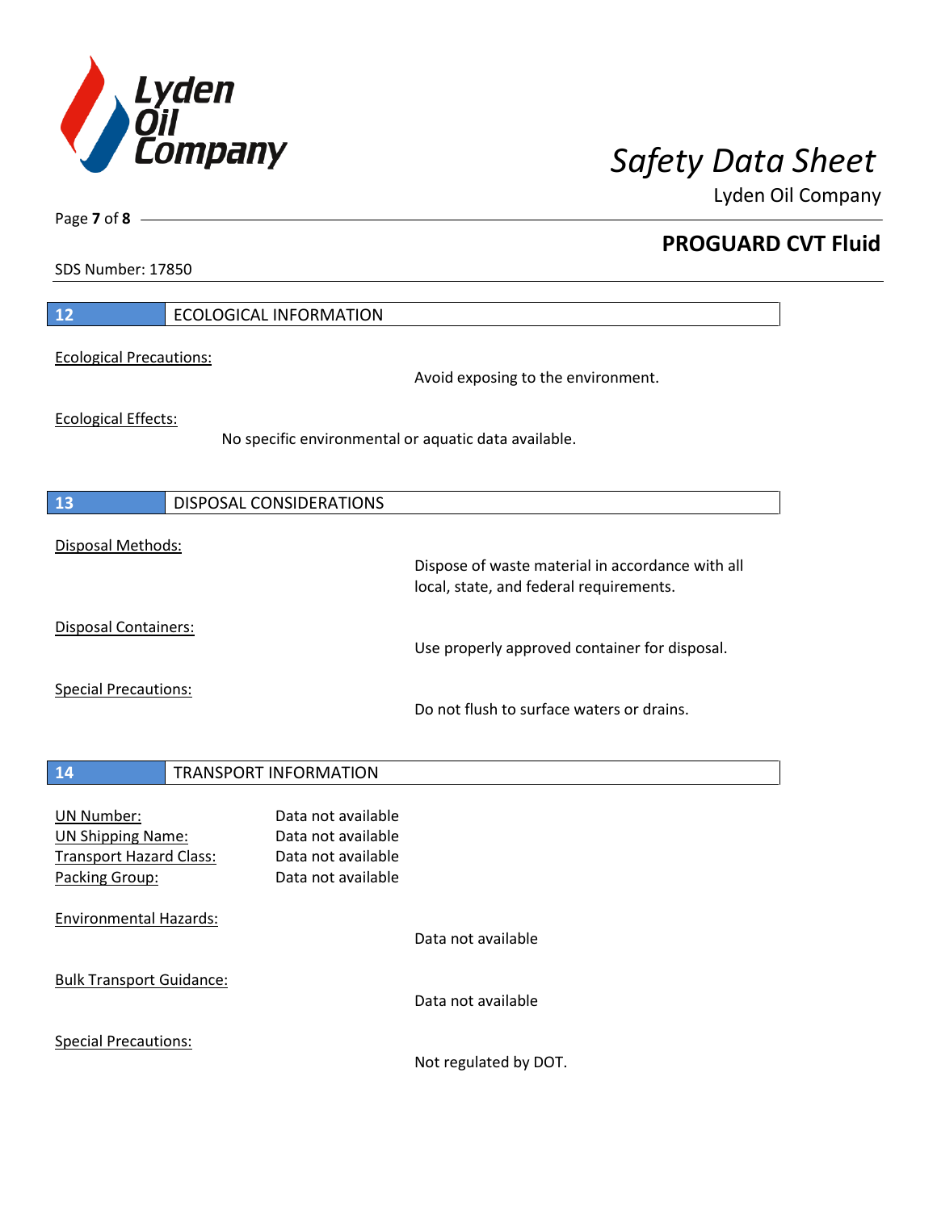## 12 ECOLOGICAL INFORMATION

Ecological Precautions:

Avoid exposing to the environment.

Ecological Effects:

No specific environmental or aquatic data available.

## 13 DISPOSAL CONSIDERATIONS

Disposal Methods:

Dispose of waste material in accordance with all local, state, and federal requirements.

Disposal Containers:

Use properly approved container for disposal.

Special Precautions:

Do not flush to surface waters or drains.

## 14 TRANSPORT INFORMATION

| | |
|---|---|
| UN Number: | Data not available |
| UN Shipping Name: | Data not available |
| Transport Hazard Class: | Data not available |
| Packing Group: | Data not available |

Environmental Hazards:

Data not available

Bulk Transport Guidance:

Data not available

Special Precautions:

Not regulated by DOT.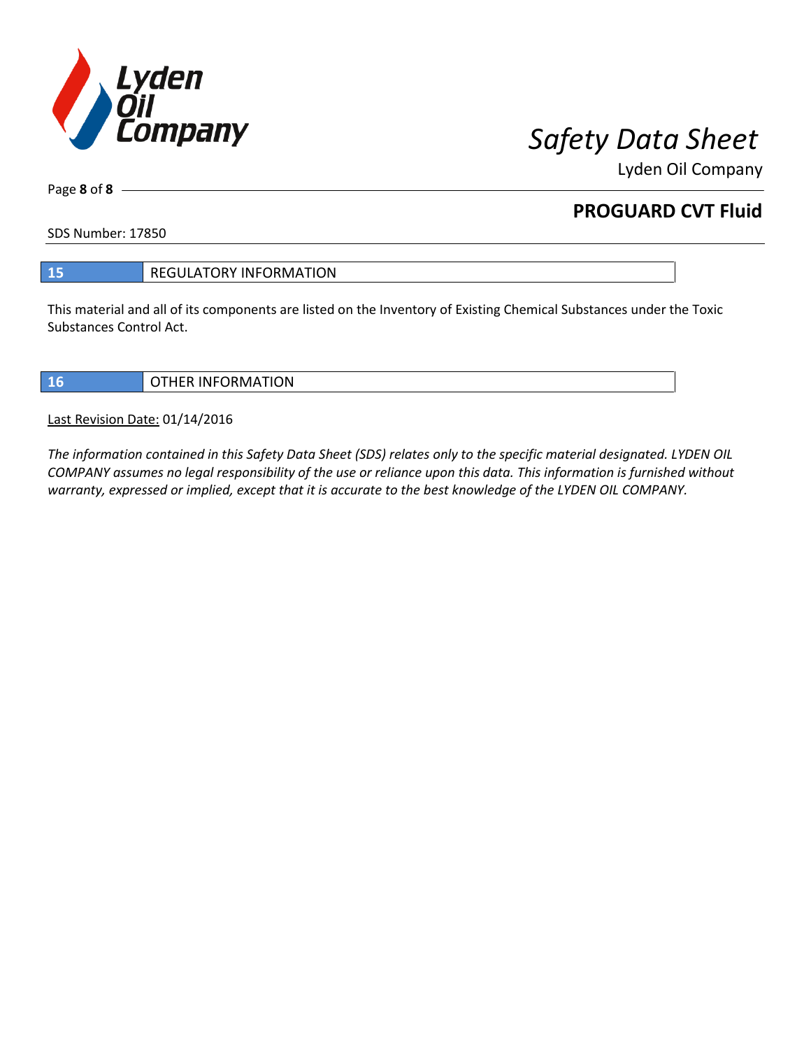## 15 REGULATORY INFORMATION

This material and all of its components are listed on the Inventory of Existing Chemical Substances under the Toxic Substances Control Act.

## 16 OTHER INFORMATION

Last Revision Date: 01/14/2016

*The information contained in this Safety Data Sheet (SDS) relates only to the specific material designated. LYDEN OIL COMPANY assumes no legal responsibility of the use or reliance upon this data. This information is furnished without warranty, expressed or implied, except that it is accurate to the best knowledge of the LYDEN OIL COMPANY.*